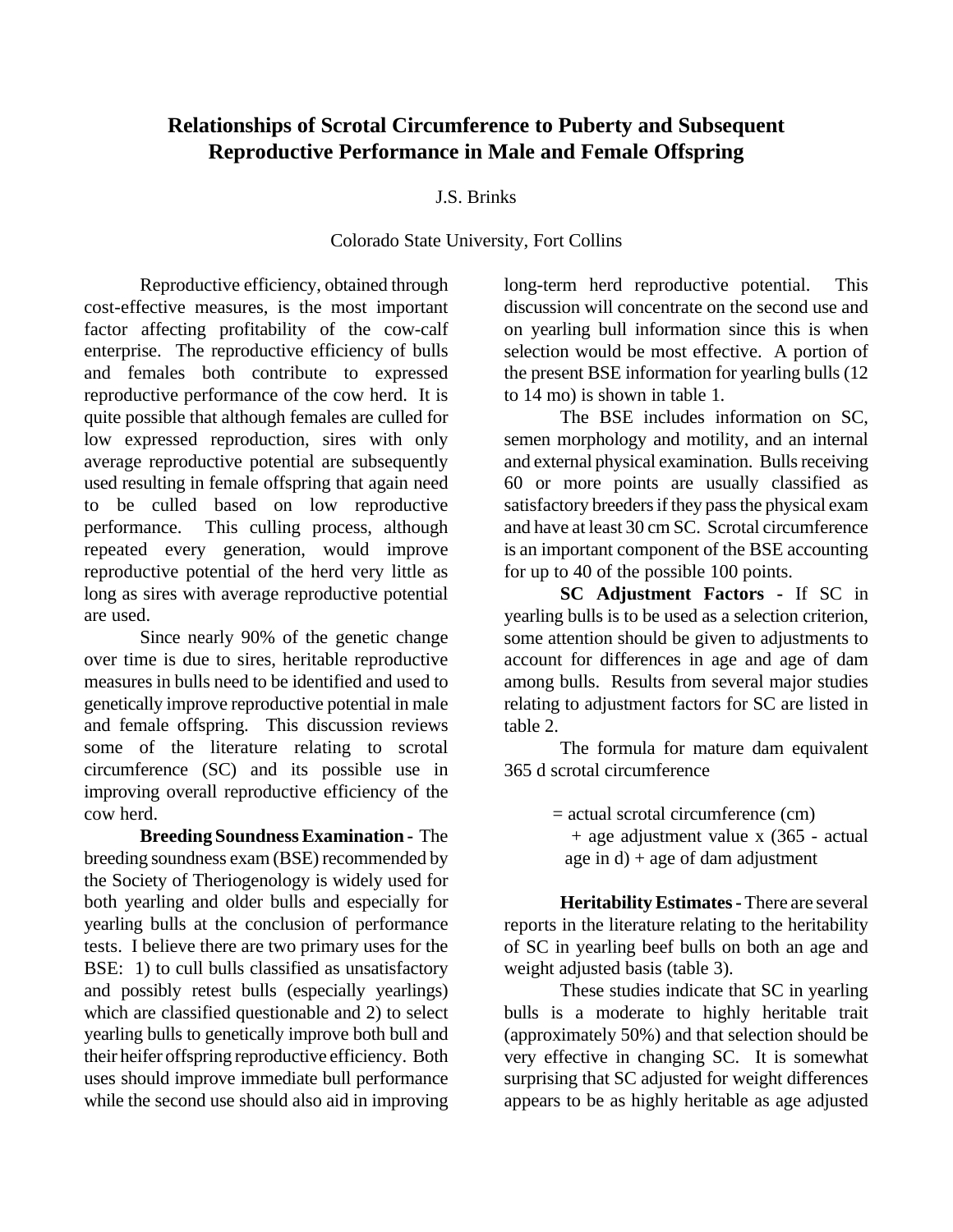# Relationships of Scrotal Circumference to Puberty and Subsequent Reproductive Performance in Male and Female Offspring

J.S. Brinks

Colorado State University, Fort Collins

Reproductive efficiency, obtained through cost-effective measures, is the most important factor affecting profitability of the cow-calf enterprise. The reproductive efficiency of bulls and females both contribute to expressed reproductive performance of the cow herd. It is quite possible that although females are culled for low expressed reproduction, sires with only average reproductive potential are subsequently used resulting in female offspring that again need to be culled based on low reproductive performance. This culling process, although repeated every generation, would improve reproductive potential of the herd very little as long as sires with average reproductive potential are used.

Since nearly 90% of the genetic change over time is due to sires, heritable reproductive measures in bulls need to be identified and used to genetically improve reproductive potential in male and female offspring. This discussion reviews some of the literature relating to scrotal circumference (SC) and its possible use in improving overall reproductive efficiency of the cow herd.

**Breeding Soundness Examination -** The breeding soundness exam (BSE) recommended by the Society of Theriogenology is widely used for both yearling and older bulls and especially for yearling bulls at the conclusion of performance tests. I believe there are two primary uses for the BSE: 1) to cull bulls classified as unsatisfactory and possibly retest bulls (especially yearlings) which are classified questionable and 2) to select yearling bulls to genetically improve both bull and their heifer offspring reproductive efficiency. Both uses should improve immediate bull performance while the second use should also aid in improving long-term herd reproductive potential. This discussion will concentrate on the second use and on yearling bull information since this is when selection would be most effective. A portion of the present BSE information for yearling bulls (12 to 14 mo) is shown in table 1.

The BSE includes information on SC, semen morphology and motility, and an internal and external physical examination. Bulls receiving 60 or more points are usually classified as satisfactory breeders if they pass the physical exam and have at least 30 cm SC. Scrotal circumference is an important component of the BSE accounting for up to 40 of the possible 100 points.

**SC Adjustment Factors -** If SC in yearling bulls is to be used as a selection criterion, some attention should be given to adjustments to account for differences in age and age of dam among bulls. Results from several major studies relating to adjustment factors for SC are listed in table 2.

The formula for mature dam equivalent 365 d scrotal circumference

= actual scrotal circumference (cm)
+ age adjustment value x (365 - actual age in d) + age of dam adjustment

**Heritability Estimates -** There are several reports in the literature relating to the heritability of SC in yearling beef bulls on both an age and weight adjusted basis (table 3).

These studies indicate that SC in yearling bulls is a moderate to highly heritable trait (approximately 50%) and that selection should be very effective in changing SC. It is somewhat surprising that SC adjusted for weight differences appears to be as highly heritable as age adjusted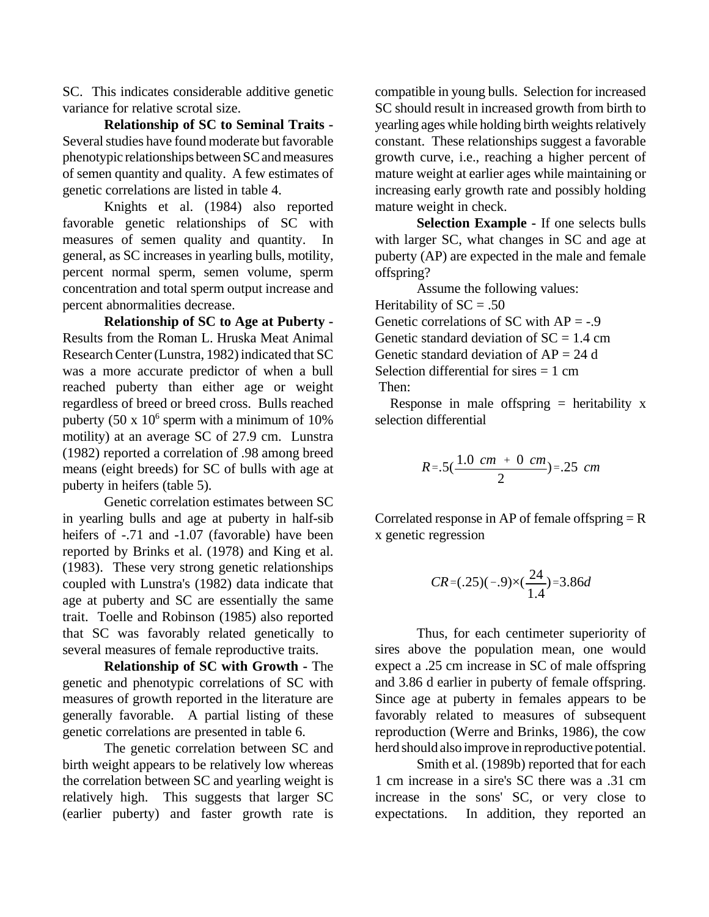SC. This indicates considerable additive genetic variance for relative scrotal size.

**Relationship of SC to Seminal Traits -** Several studies have found moderate but favorable phenotypic relationships between SC and measures of semen quantity and quality. A few estimates of genetic correlations are listed in table 4.

Knights et al. (1984) also reported favorable genetic relationships of SC with measures of semen quality and quantity. In general, as SC increases in yearling bulls, motility, percent normal sperm, semen volume, sperm concentration and total sperm output increase and percent abnormalities decrease.

**Relationship of SC to Age at Puberty -** Results from the Roman L. Hruska Meat Animal Research Center (Lunstra, 1982) indicated that SC was a more accurate predictor of when a bull reached puberty than either age or weight regardless of breed or breed cross. Bulls reached puberty ($50 \times 10^6$ sperm with a minimum of 10% motility) at an average SC of 27.9 cm. Lunstra (1982) reported a correlation of .98 among breed means (eight breeds) for SC of bulls with age at puberty in heifers (table 5).

Genetic correlation estimates between SC in yearling bulls and age at puberty in half-sib heifers of -.71 and -1.07 (favorable) have been reported by Brinks et al. (1978) and King et al. (1983). These very strong genetic relationships coupled with Lunstra's (1982) data indicate that age at puberty and SC are essentially the same trait. Toelle and Robinson (1985) also reported that SC was favorably related genetically to several measures of female reproductive traits.

**Relationship of SC with Growth -** The genetic and phenotypic correlations of SC with measures of growth reported in the literature are generally favorable. A partial listing of these genetic correlations are presented in table 6.

The genetic correlation between SC and birth weight appears to be relatively low whereas the correlation between SC and yearling weight is relatively high. This suggests that larger SC (earlier puberty) and faster growth rate is compatible in young bulls. Selection for increased SC should result in increased growth from birth to yearling ages while holding birth weights relatively constant. These relationships suggest a favorable growth curve, i.e., reaching a higher percent of mature weight at earlier ages while maintaining or increasing early growth rate and possibly holding mature weight in check.

**Selection Example -** If one selects bulls with larger SC, what changes in SC and age at puberty (AP) are expected in the male and female offspring?

Assume the following values:
Heritability of SC = .50
Genetic correlations of SC with AP = -.9
Genetic standard deviation of SC = 1.4 cm
Genetic standard deviation of AP = 24 d
Selection differential for sires = 1 cm
Then:

Response in male offspring = heritability x selection differential

$$R = .5\left(\frac{1.0\ cm + 0\ cm}{2}\right) = .25\ cm$$

Correlated response in AP of female offspring = R x genetic regression

$$CR = (.25)(-.9) \times \left(\frac{24}{1.4}\right) = 3.86d$$

Thus, for each centimeter superiority of sires above the population mean, one would expect a .25 cm increase in SC of male offspring and 3.86 d earlier in puberty of female offspring. Since age at puberty in females appears to be favorably related to measures of subsequent reproduction (Werre and Brinks, 1986), the cow herd should also improve in reproductive potential.

Smith et al. (1989b) reported that for each 1 cm increase in a sire's SC there was a .31 cm increase in the sons' SC, or very close to expectations. In addition, they reported an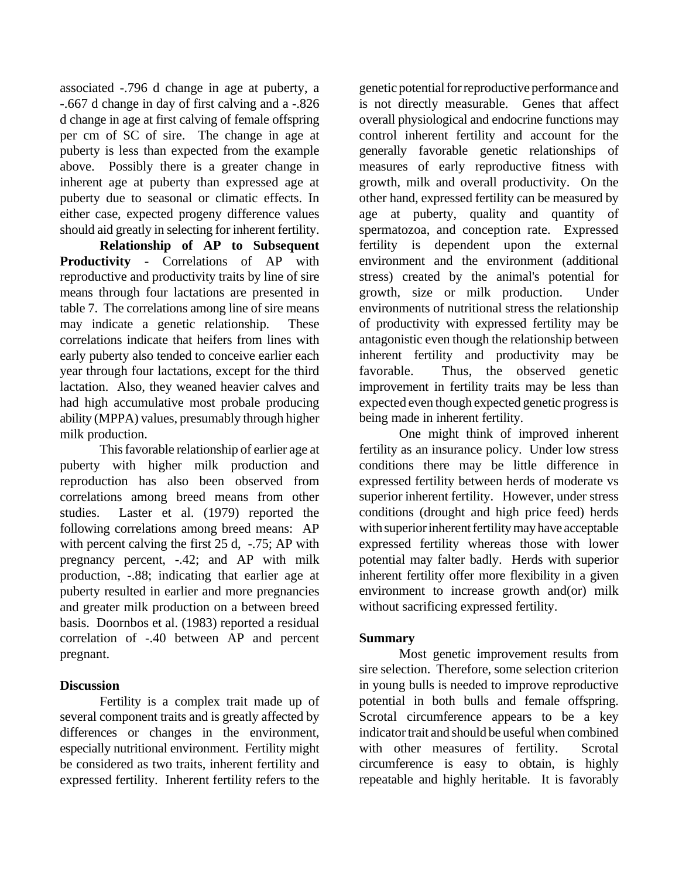associated -.796 d change in age at puberty, a -.667 d change in day of first calving and a -.826 d change in age at first calving of female offspring per cm of SC of sire. The change in age at puberty is less than expected from the example above. Possibly there is a greater change in inherent age at puberty than expressed age at puberty due to seasonal or climatic effects. In either case, expected progeny difference values should aid greatly in selecting for inherent fertility.

**Relationship of AP to Subsequent Productivity -** Correlations of AP with reproductive and productivity traits by line of sire means through four lactations are presented in table 7. The correlations among line of sire means may indicate a genetic relationship. These correlations indicate that heifers from lines with early puberty also tended to conceive earlier each year through four lactations, except for the third lactation. Also, they weaned heavier calves and had high accumulative most probale producing ability (MPPA) values, presumably through higher milk production.

This favorable relationship of earlier age at puberty with higher milk production and reproduction has also been observed from correlations among breed means from other studies. Laster et al. (1979) reported the following correlations among breed means: AP with percent calving the first 25 d, -.75; AP with pregnancy percent, -.42; and AP with milk production, -.88; indicating that earlier age at puberty resulted in earlier and more pregnancies and greater milk production on a between breed basis. Doornbos et al. (1983) reported a residual correlation of -.40 between AP and percent pregnant.

## Discussion

Fertility is a complex trait made up of several component traits and is greatly affected by differences or changes in the environment, especially nutritional environment. Fertility might be considered as two traits, inherent fertility and expressed fertility. Inherent fertility refers to the genetic potential for reproductive performance and is not directly measurable. Genes that affect overall physiological and endocrine functions may control inherent fertility and account for the generally favorable genetic relationships of measures of early reproductive fitness with growth, milk and overall productivity. On the other hand, expressed fertility can be measured by age at puberty, quality and quantity of spermatozoa, and conception rate. Expressed fertility is dependent upon the external environment and the environment (additional stress) created by the animal's potential for growth, size or milk production. Under environments of nutritional stress the relationship of productivity with expressed fertility may be antagonistic even though the relationship between inherent fertility and productivity may be favorable. Thus, the observed genetic improvement in fertility traits may be less than expected even though expected genetic progress is being made in inherent fertility.

One might think of improved inherent fertility as an insurance policy. Under low stress conditions there may be little difference in expressed fertility between herds of moderate vs superior inherent fertility. However, under stress conditions (drought and high price feed) herds with superior inherent fertility may have acceptable expressed fertility whereas those with lower potential may falter badly. Herds with superior inherent fertility offer more flexibility in a given environment to increase growth and(or) milk without sacrificing expressed fertility.

## Summary

Most genetic improvement results from sire selection. Therefore, some selection criterion in young bulls is needed to improve reproductive potential in both bulls and female offspring. Scrotal circumference appears to be a key indicator trait and should be useful when combined with other measures of fertility. Scrotal circumference is easy to obtain, is highly repeatable and highly heritable. It is favorably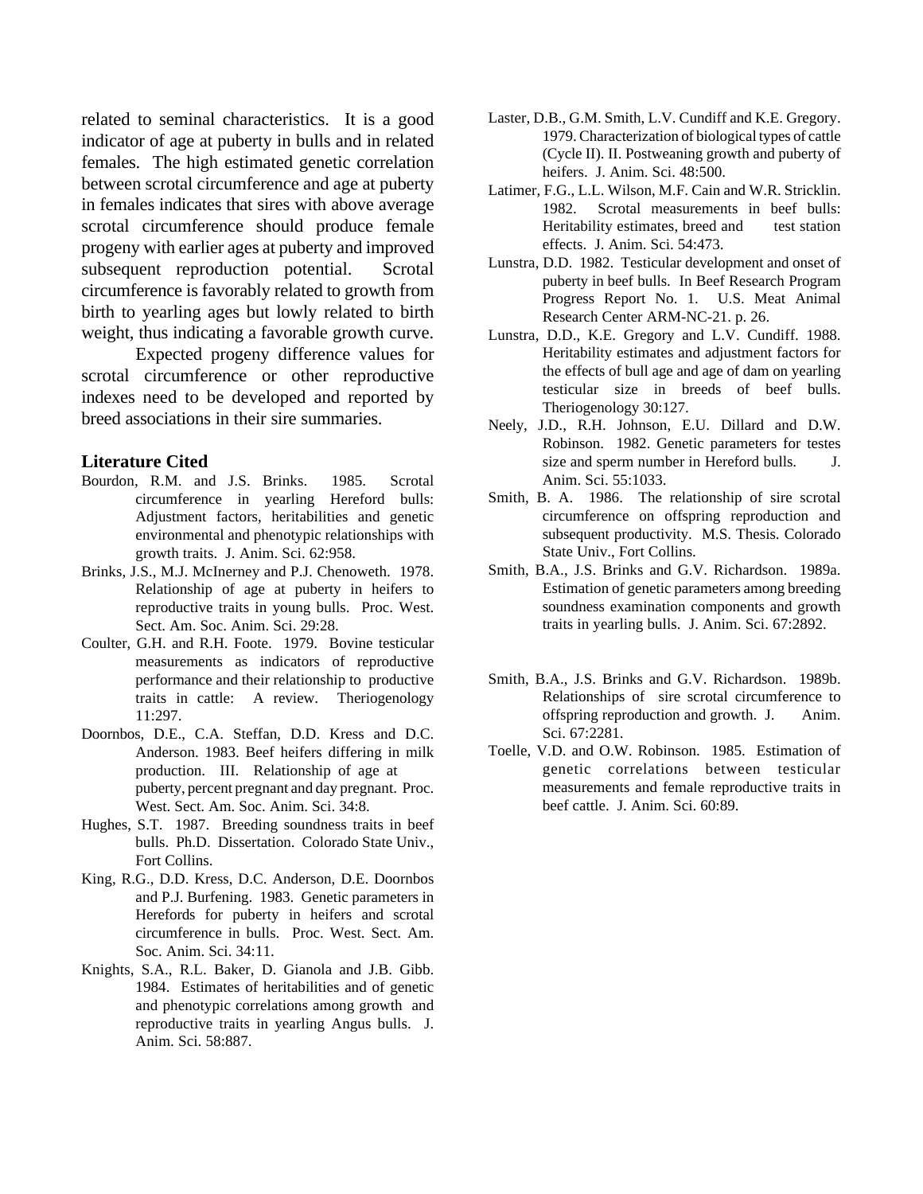related to seminal characteristics. It is a good indicator of age at puberty in bulls and in related females. The high estimated genetic correlation between scrotal circumference and age at puberty in females indicates that sires with above average scrotal circumference should produce female progeny with earlier ages at puberty and improved subsequent reproduction potential. Scrotal circumference is favorably related to growth from birth to yearling ages but lowly related to birth weight, thus indicating a favorable growth curve.

Expected progeny difference values for scrotal circumference or other reproductive indexes need to be developed and reported by breed associations in their sire summaries.

## Literature Cited

Bourdon, R.M. and J.S. Brinks. 1985. Scrotal circumference in yearling Hereford bulls: Adjustment factors, heritabilities and genetic environmental and phenotypic relationships with growth traits. J. Anim. Sci. 62:958.

Brinks, J.S., M.J. McInerney and P.J. Chenoweth. 1978. Relationship of age at puberty in heifers to reproductive traits in young bulls. Proc. West. Sect. Am. Soc. Anim. Sci. 29:28.

Coulter, G.H. and R.H. Foote. 1979. Bovine testicular measurements as indicators of reproductive performance and their relationship to productive traits in cattle: A review. Theriogenology 11:297.

Doornbos, D.E., C.A. Steffan, D.D. Kress and D.C. Anderson. 1983. Beef heifers differing in milk production. III. Relationship of age at puberty, percent pregnant and day pregnant. Proc. West. Sect. Am. Soc. Anim. Sci. 34:8.

Hughes, S.T. 1987. Breeding soundness traits in beef bulls. Ph.D. Dissertation. Colorado State Univ., Fort Collins.

King, R.G., D.D. Kress, D.C. Anderson, D.E. Doornbos and P.J. Burfening. 1983. Genetic parameters in Herefords for puberty in heifers and scrotal circumference in bulls. Proc. West. Sect. Am. Soc. Anim. Sci. 34:11.

Knights, S.A., R.L. Baker, D. Gianola and J.B. Gibb. 1984. Estimates of heritabilities and of genetic and phenotypic correlations among growth and reproductive traits in yearling Angus bulls. J. Anim. Sci. 58:887.

Laster, D.B., G.M. Smith, L.V. Cundiff and K.E. Gregory. 1979. Characterization of biological types of cattle (Cycle II). II. Postweaning growth and puberty of heifers. J. Anim. Sci. 48:500.

Latimer, F.G., L.L. Wilson, M.F. Cain and W.R. Stricklin. 1982. Scrotal measurements in beef bulls: Heritability estimates, breed and test station effects. J. Anim. Sci. 54:473.

Lunstra, D.D. 1982. Testicular development and onset of puberty in beef bulls. In Beef Research Program Progress Report No. 1. U.S. Meat Animal Research Center ARM-NC-21. p. 26.

Lunstra, D.D., K.E. Gregory and L.V. Cundiff. 1988. Heritability estimates and adjustment factors for the effects of bull age and age of dam on yearling testicular size in breeds of beef bulls. Theriogenology 30:127.

Neely, J.D., R.H. Johnson, E.U. Dillard and D.W. Robinson. 1982. Genetic parameters for testes size and sperm number in Hereford bulls. J. Anim. Sci. 55:1033.

Smith, B. A. 1986. The relationship of sire scrotal circumference on offspring reproduction and subsequent productivity. M.S. Thesis. Colorado State Univ., Fort Collins.

Smith, B.A., J.S. Brinks and G.V. Richardson. 1989a. Estimation of genetic parameters among breeding soundness examination components and growth traits in yearling bulls. J. Anim. Sci. 67:2892.

Smith, B.A., J.S. Brinks and G.V. Richardson. 1989b. Relationships of sire scrotal circumference to offspring reproduction and growth. J. Anim. Sci. 67:2281.

Toelle, V.D. and O.W. Robinson. 1985. Estimation of genetic correlations between testicular measurements and female reproductive traits in beef cattle. J. Anim. Sci. 60:89.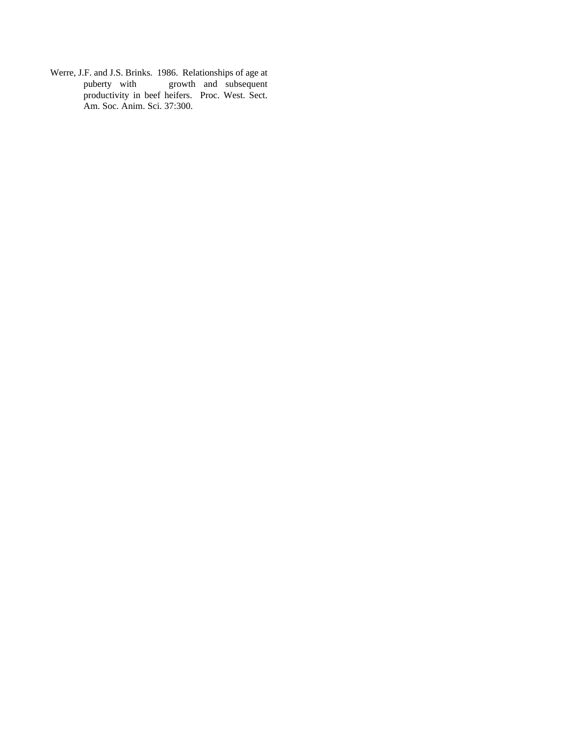Werre, J.F. and J.S. Brinks. 1986. Relationships of age at puberty with growth and subsequent productivity in beef heifers. Proc. West. Sect. Am. Soc. Anim. Sci. 37:300.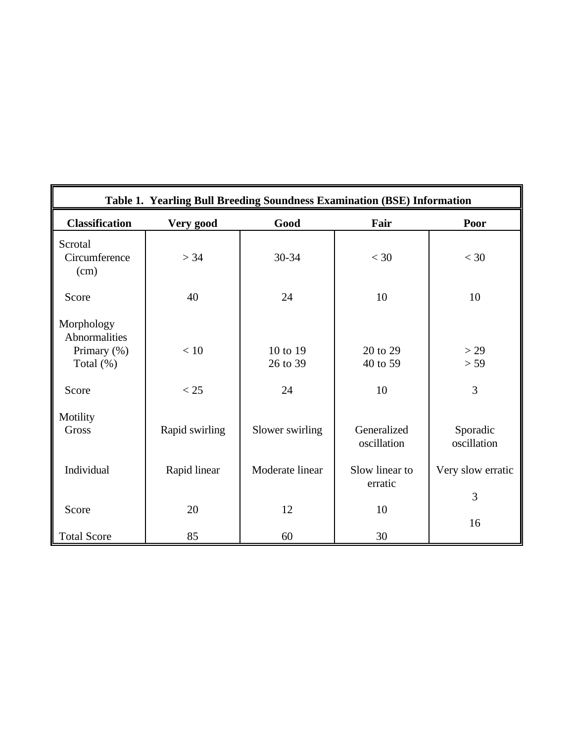| Table 1. Yearling Bull Breeding Soundness Examination (BSE) Information | | | | |
|---|---|---|---|---|
| **Classification** | **Very good** | **Good** | **Fair** | **Poor** |
| Scrotal Circumference (cm) | > 34 | 30-34 | < 30 | < 30 |
| Score | 40 | 24 | 10 | 10 |
| Morphology Abnormalities | | | | |
| Primary (%) | < 10 | 10 to 19 | 20 to 29 | > 29 |
| Total (%) | | 26 to 39 | 40 to 59 | > 59 |
| Score | < 25 | 24 | 10 | 3 |
| Motility | | | | |
| Gross | Rapid swirling | Slower swirling | Generalized oscillation | Sporadic oscillation |
| Individual | Rapid linear | Moderate linear | Slow linear to erratic | Very slow erratic |
| Score | 20 | 12 | 10 | 3 |
| Total Score | 85 | 60 | 30 | 16 |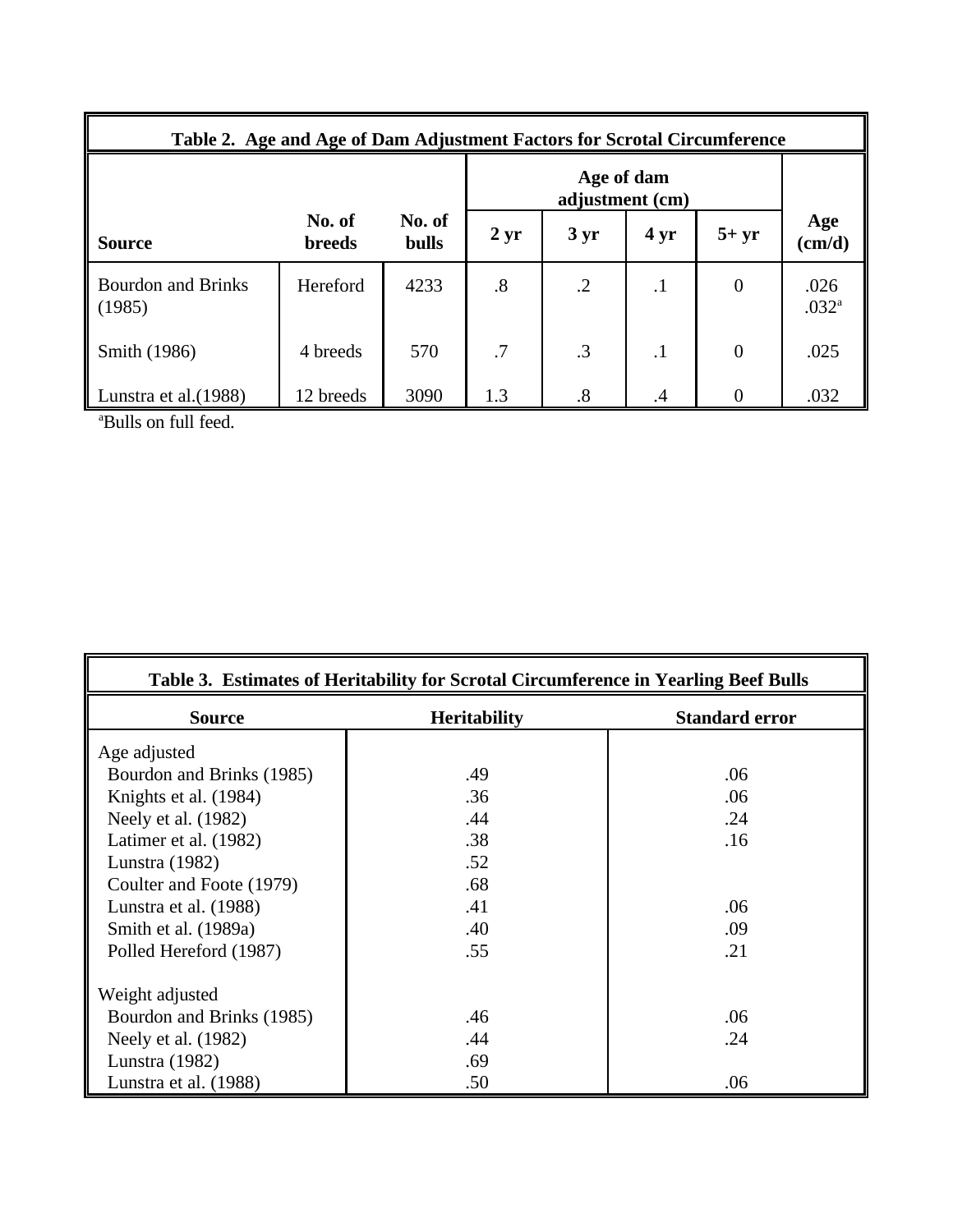**Table 2. Age and Age of Dam Adjustment Factors for Scrotal Circumference**

| Source | No. of breeds | No. of bulls | Age of dam adjustment (cm) | | | | Age (cm/d) |
|---|---|---|---|---|---|---|---|
| | | | 2 yr | 3 yr | 4 yr | 5+ yr | |
| Bourdon and Brinks (1985) | Hereford | 4233 | .8 | .2 | .1 | 0 | .026 .032[a] |
| Smith (1986) | 4 breeds | 570 | .7 | .3 | .1 | 0 | .025 |
| Lunstra et al.(1988) | 12 breeds | 3090 | 1.3 | .8 | .4 | 0 | .032 |

[a]Bulls on full feed.

**Table 3. Estimates of Heritability for Scrotal Circumference in Yearling Beef Bulls**

| Source | Heritability | Standard error |
|---|---|---|
| Age adjusted | | |
| Bourdon and Brinks (1985) | .49 | .06 |
| Knights et al. (1984) | .36 | .06 |
| Neely et al. (1982) | .44 | .24 |
| Latimer et al. (1982) | .38 | .16 |
| Lunstra (1982) | .52 | |
| Coulter and Foote (1979) | .68 | |
| Lunstra et al. (1988) | .41 | .06 |
| Smith et al. (1989a) | .40 | .09 |
| Polled Hereford (1987) | .55 | .21 |
| Weight adjusted | | |
| Bourdon and Brinks (1985) | .46 | .06 |
| Neely et al. (1982) | .44 | .24 |
| Lunstra (1982) | .69 | |
| Lunstra et al. (1988) | .50 | .06 |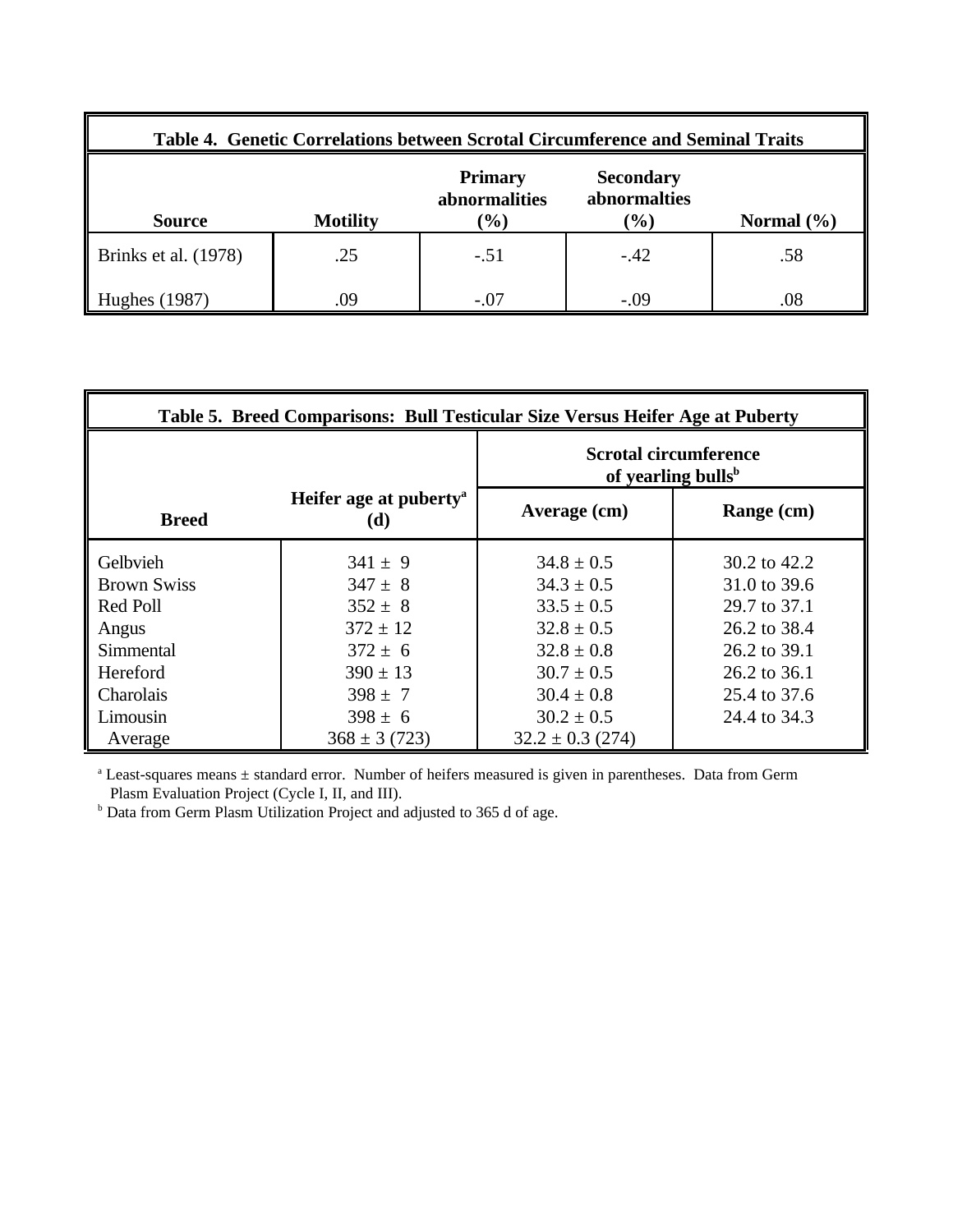**Table 4. Genetic Correlations between Scrotal Circumference and Seminal Traits**

| Source | Motility | Primary abnormalities (%) | Secondary abnormalties (%) | Normal (%) |
|---|---|---|---|---|
| Brinks et al. (1978) | .25 | -.51 | -.42 | .58 |
| Hughes (1987) | .09 | -.07 | -.09 | .08 |

**Table 5. Breed Comparisons: Bull Testicular Size Versus Heifer Age at Puberty**

| Breed | Heifer age at puberty[a] (d) | Scrotal circumference of yearling bulls[b] | |
|---|---|---|---|
| | | Average (cm) | Range (cm) |
| Gelbvieh | 341 ± 9 | 34.8 ± 0.5 | 30.2 to 42.2 |
| Brown Swiss | 347 ± 8 | 34.3 ± 0.5 | 31.0 to 39.6 |
| Red Poll | 352 ± 8 | 33.5 ± 0.5 | 29.7 to 37.1 |
| Angus | 372 ± 12 | 32.8 ± 0.5 | 26.2 to 38.4 |
| Simmental | 372 ± 6 | 32.8 ± 0.8 | 26.2 to 39.1 |
| Hereford | 390 ± 13 | 30.7 ± 0.5 | 26.2 to 36.1 |
| Charolais | 398 ± 7 | 30.4 ± 0.8 | 25.4 to 37.6 |
| Limousin | 398 ± 6 | 30.2 ± 0.5 | 24.4 to 34.3 |
| Average | 368 ± 3 (723) | 32.2 ± 0.3 (274) | |

[a] Least-squares means ± standard error. Number of heifers measured is given in parentheses. Data from Germ Plasm Evaluation Project (Cycle I, II, and III).
[b] Data from Germ Plasm Utilization Project and adjusted to 365 d of age.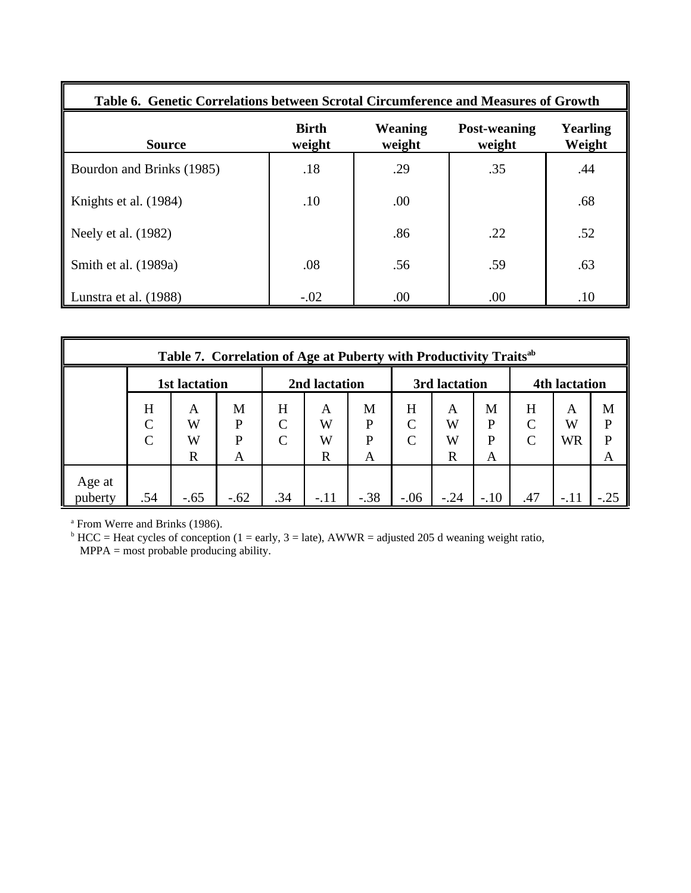**Table 6. Genetic Correlations between Scrotal Circumference and Measures of Growth**

| Source | Birth weight | Weaning weight | Post-weaning weight | Yearling Weight |
|---|---|---|---|---|
| Bourdon and Brinks (1985) | .18 | .29 | .35 | .44 |
| Knights et al. (1984) | .10 | .00 | | .68 |
| Neely et al. (1982) | | .86 | .22 | .52 |
| Smith et al. (1989a) | .08 | .56 | .59 | .63 |
| Lunstra et al. (1988) | -.02 | .00 | .00 | .10 |

**Table 7. Correlation of Age at Puberty with Productivity Traits[ab]**

| | 1st lactation | | | 2nd lactation | | | 3rd lactation | | | 4th lactation | | |
|---|---|---|---|---|---|---|---|---|---|---|---|---|
| | HCC | AWWR | MPPA | HCC | AWWR | MPPA | HCC | AWWR | MPPA | HCC | AWWR | MPPA |
| Age at puberty | .54 | -.65 | -.62 | .34 | -.11 | -.38 | -.06 | -.24 | -.10 | .47 | -.11 | -.25 |

[a] From Werre and Brinks (1986).
[b] HCC = Heat cycles of conception (1 = early, 3 = late), AWWR = adjusted 205 d weaning weight ratio, MPPA = most probable producing ability.